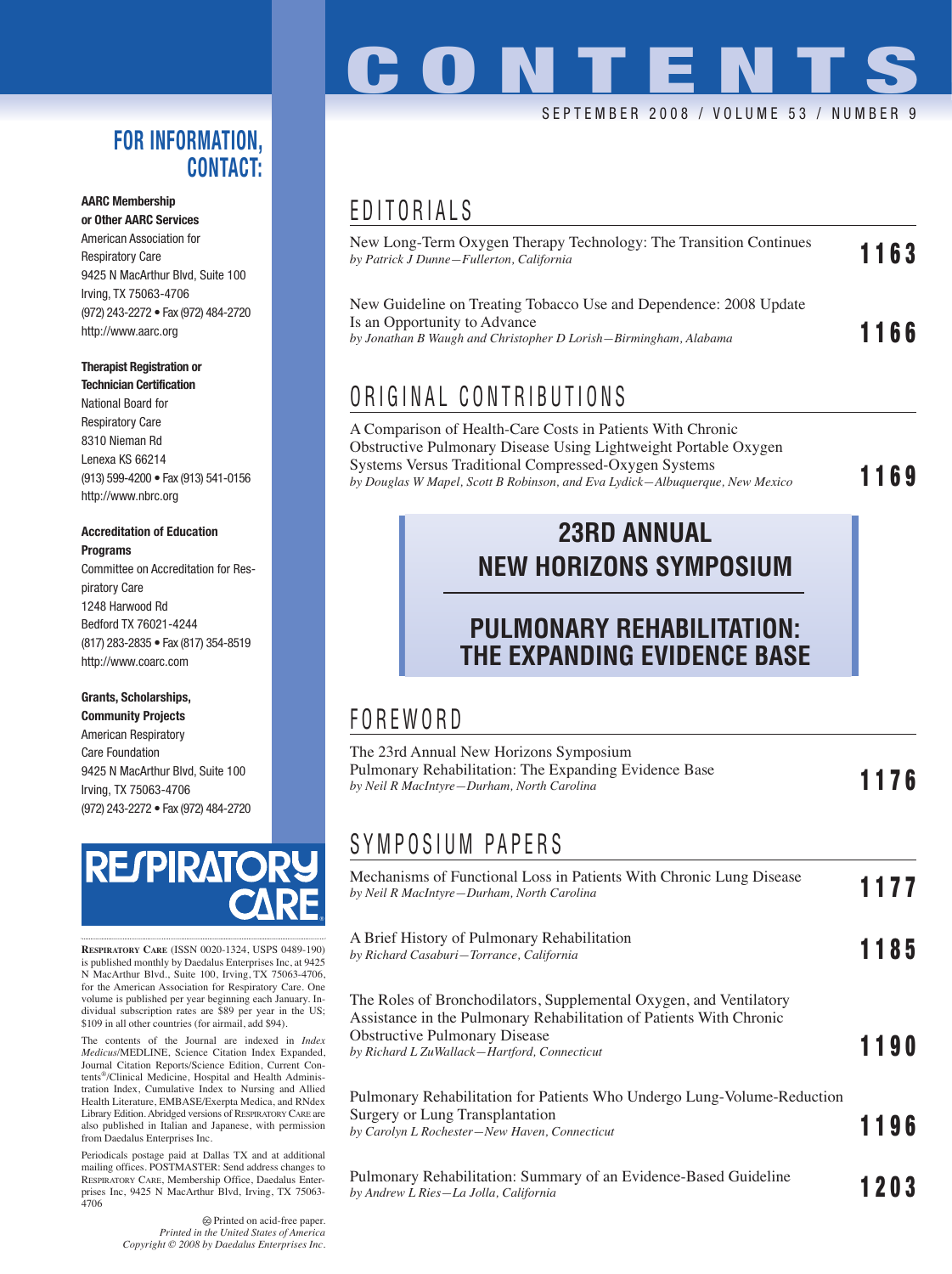# CONTENTS

SEPTEMBER 2008 / VOLUME 53 / NUMBER 9

## EDITORIALS

New Long-Term Oxygen Therapy Technology: The Transition Continues
*by Patrick J Dunne—Fullerton, California* **1163**

New Guideline on Treating Tobacco Use and Dependence: 2008 Update Is an Opportunity to Advance
*by Jonathan B Waugh and Christopher D Lorish—Birmingham, Alabama* **1166**

## ORIGINAL CONTRIBUTIONS

A Comparison of Health-Care Costs in Patients With Chronic Obstructive Pulmonary Disease Using Lightweight Portable Oxygen Systems Versus Traditional Compressed-Oxygen Systems
*by Douglas W Mapel, Scott B Robinson, and Eva Lydick—Albuquerque, New Mexico* **1169**

## 23RD ANNUAL NEW HORIZONS SYMPOSIUM

## PULMONARY REHABILITATION: THE EXPANDING EVIDENCE BASE

## FOREWORD

The 23rd Annual New Horizons Symposium Pulmonary Rehabilitation: The Expanding Evidence Base
*by Neil R MacIntyre—Durham, North Carolina* **1176**

## SYMPOSIUM PAPERS

Mechanisms of Functional Loss in Patients With Chronic Lung Disease
*by Neil R MacIntyre—Durham, North Carolina* **1177**

A Brief History of Pulmonary Rehabilitation
*by Richard Casaburi—Torrance, California* **1185**

The Roles of Bronchodilators, Supplemental Oxygen, and Ventilatory Assistance in the Pulmonary Rehabilitation of Patients With Chronic Obstructive Pulmonary Disease
*by Richard L ZuWallack—Hartford, Connecticut* **1190**

Pulmonary Rehabilitation for Patients Who Undergo Lung-Volume-Reduction Surgery or Lung Transplantation
*by Carolyn L Rochester—New Haven, Connecticut* **1196**

Pulmonary Rehabilitation: Summary of an Evidence-Based Guideline
*by Andrew L Ries—La Jolla, California* **1203**

---

## FOR INFORMATION, CONTACT:

**AARC Membership or Other AARC Services**
American Association for Respiratory Care
9425 N MacArthur Blvd, Suite 100
Irving, TX 75063-4706
(972) 243-2272 • Fax (972) 484-2720
http://www.aarc.org

**Therapist Registration or Technician Certification**
National Board for Respiratory Care
8310 Nieman Rd
Lenexa KS 66214
(913) 599-4200 • Fax (913) 541-0156
http://www.nbrc.org

**Accreditation of Education Programs**
Committee on Accreditation for Respiratory Care
1248 Harwood Rd
Bedford TX 76021-4244
(817) 283-2835 • Fax (817) 354-8519
http://www.coarc.com

**Grants, Scholarships, Community Projects**
American Respiratory Care Foundation
9425 N MacArthur Blvd, Suite 100
Irving, TX 75063-4706
(972) 243-2272 • Fax (972) 484-2720

RESPIRATORY CARE

**RESPIRATORY CARE** (ISSN 0020-1324, USPS 0489-190) is published monthly by Daedalus Enterprises Inc, at 9425 N MacArthur Blvd., Suite 100, Irving, TX 75063-4706, for the American Association for Respiratory Care. One volume is published per year beginning each January. Individual subscription rates are $89 per year in the US; $109 in all other countries (for airmail, add $94).

The contents of the Journal are indexed in *Index Medicus*/MEDLINE, Science Citation Index Expanded, Journal Citation Reports/Science Edition, Current Contents®/Clinical Medicine, Hospital and Health Administration Index, Cumulative Index to Nursing and Allied Health Literature, EMBASE/Exerpta Medica, and RNdex Library Edition. Abridged versions of RESPIRATORY CARE are also published in Italian and Japanese, with permission from Daedalus Enterprises Inc.

Periodicals postage paid at Dallas TX and at additional mailing offices. POSTMASTER: Send address changes to RESPIRATORY CARE, Membership Office, Daedalus Enterprises Inc, 9425 N MacArthur Blvd, Irving, TX 75063-4706

Printed on acid-free paper.
*Printed in the United States of America*
*Copyright © 2008 by Daedalus Enterprises Inc.*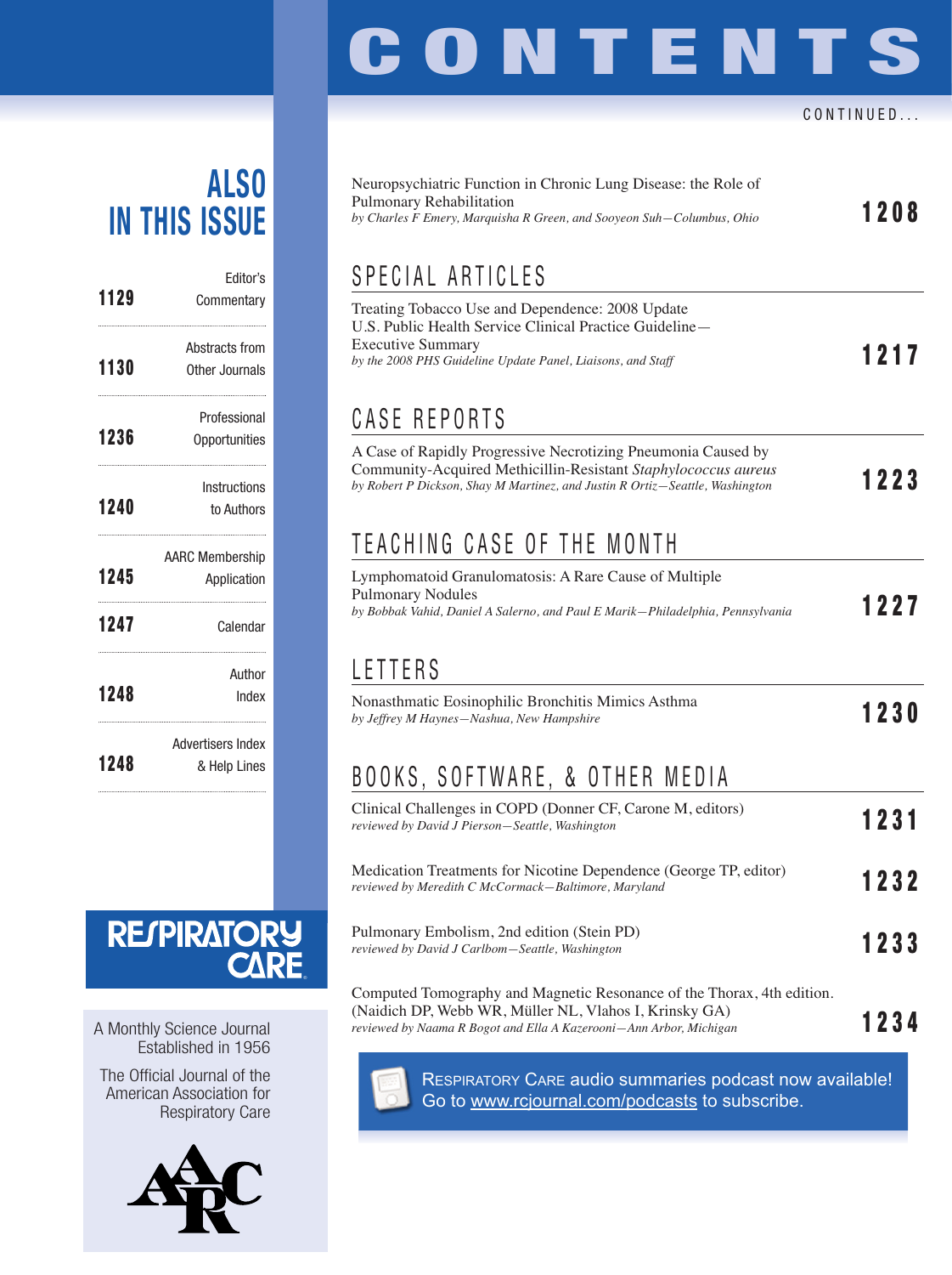# CONTENTS

CONTINUED...

Neuropsychiatric Function in Chronic Lung Disease: the Role of Pulmonary Rehabilitation
*by Charles F Emery, Marquisha R Green, and Sooyeon Suh—Columbus, Ohio* **1208**

## SPECIAL ARTICLES

Treating Tobacco Use and Dependence: 2008 Update U.S. Public Health Service Clinical Practice Guideline—Executive Summary
*by the 2008 PHS Guideline Update Panel, Liaisons, and Staff* **1217**

## CASE REPORTS

A Case of Rapidly Progressive Necrotizing Pneumonia Caused by Community-Acquired Methicillin-Resistant *Staphylococcus aureus*
*by Robert P Dickson, Shay M Martinez, and Justin R Ortiz—Seattle, Washington* **1223**

## TEACHING CASE OF THE MONTH

Lymphomatoid Granulomatosis: A Rare Cause of Multiple Pulmonary Nodules
*by Bobbak Vahid, Daniel A Salerno, and Paul E Marik—Philadelphia, Pennsylvania* **1227**

## LETTERS

Nonasthmatic Eosinophilic Bronchitis Mimics Asthma
*by Jeffrey M Haynes—Nashua, New Hampshire* **1230**

## BOOKS, SOFTWARE, & OTHER MEDIA

Clinical Challenges in COPD (Donner CF, Carone M, editors)
*reviewed by David J Pierson—Seattle, Washington* **1231**

Medication Treatments for Nicotine Dependence (George TP, editor)
*reviewed by Meredith C McCormack—Baltimore, Maryland* **1232**

Pulmonary Embolism, 2nd edition (Stein PD)
*reviewed by David J Carlbom—Seattle, Washington* **1233**

Computed Tomography and Magnetic Resonance of the Thorax, 4th edition. (Naidich DP, Webb WR, Müller NL, Vlahos I, Krinsky GA)
*reviewed by Naama R Bogot and Ella A Kazerooni—Ann Arbor, Michigan* **1234**

RESPIRATORY CARE audio summaries podcast now available! Go to www.rcjournal.com/podcasts to subscribe.

## ALSO IN THIS ISSUE

| | |
|---|---|
| 1129 | Editor's Commentary |
| 1130 | Abstracts from Other Journals |
| 1236 | Professional Opportunities |
| 1240 | Instructions to Authors |
| 1245 | AARC Membership Application |
| 1247 | Calendar |
| 1248 | Author Index |
| 1248 | Advertisers Index & Help Lines |

RESPIRATORY CARE

A Monthly Science Journal Established in 1956

The Official Journal of the American Association for Respiratory Care

AARC